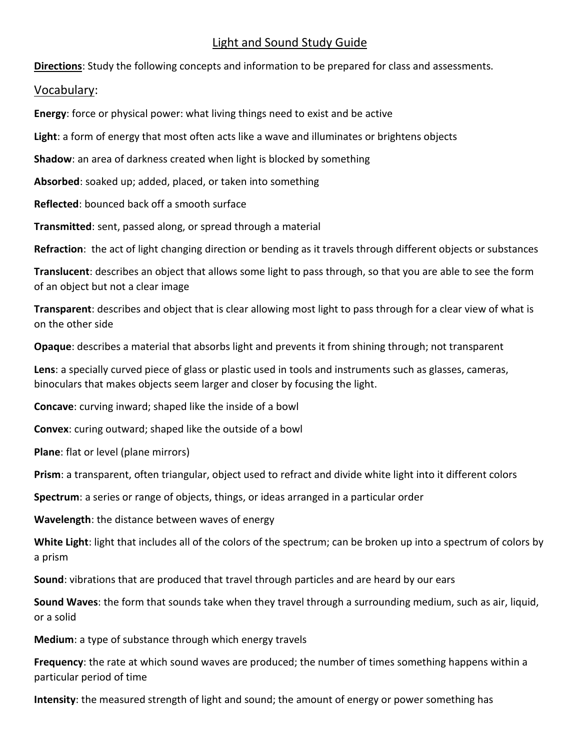# Light and Sound Study Guide

**Directions**: Study the following concepts and information to be prepared for class and assessments.

## Vocabulary:

**Energy**: force or physical power: what living things need to exist and be active

**Light**: a form of energy that most often acts like a wave and illuminates or brightens objects

**Shadow**: an area of darkness created when light is blocked by something

**Absorbed**: soaked up; added, placed, or taken into something

**Reflected**: bounced back off a smooth surface

**Transmitted**: sent, passed along, or spread through a material

**Refraction**: the act of light changing direction or bending as it travels through different objects or substances

**Translucent**: describes an object that allows some light to pass through, so that you are able to see the form of an object but not a clear image

**Transparent**: describes and object that is clear allowing most light to pass through for a clear view of what is on the other side

**Opaque**: describes a material that absorbs light and prevents it from shining through; not transparent

**Lens**: a specially curved piece of glass or plastic used in tools and instruments such as glasses, cameras, binoculars that makes objects seem larger and closer by focusing the light.

**Concave**: curving inward; shaped like the inside of a bowl

**Convex**: curing outward; shaped like the outside of a bowl

**Plane**: flat or level (plane mirrors)

**Prism**: a transparent, often triangular, object used to refract and divide white light into it different colors

**Spectrum**: a series or range of objects, things, or ideas arranged in a particular order

**Wavelength**: the distance between waves of energy

**White Light**: light that includes all of the colors of the spectrum; can be broken up into a spectrum of colors by a prism

**Sound**: vibrations that are produced that travel through particles and are heard by our ears

**Sound Waves**: the form that sounds take when they travel through a surrounding medium, such as air, liquid, or a solid

**Medium**: a type of substance through which energy travels

**Frequency**: the rate at which sound waves are produced; the number of times something happens within a particular period of time

**Intensity**: the measured strength of light and sound; the amount of energy or power something has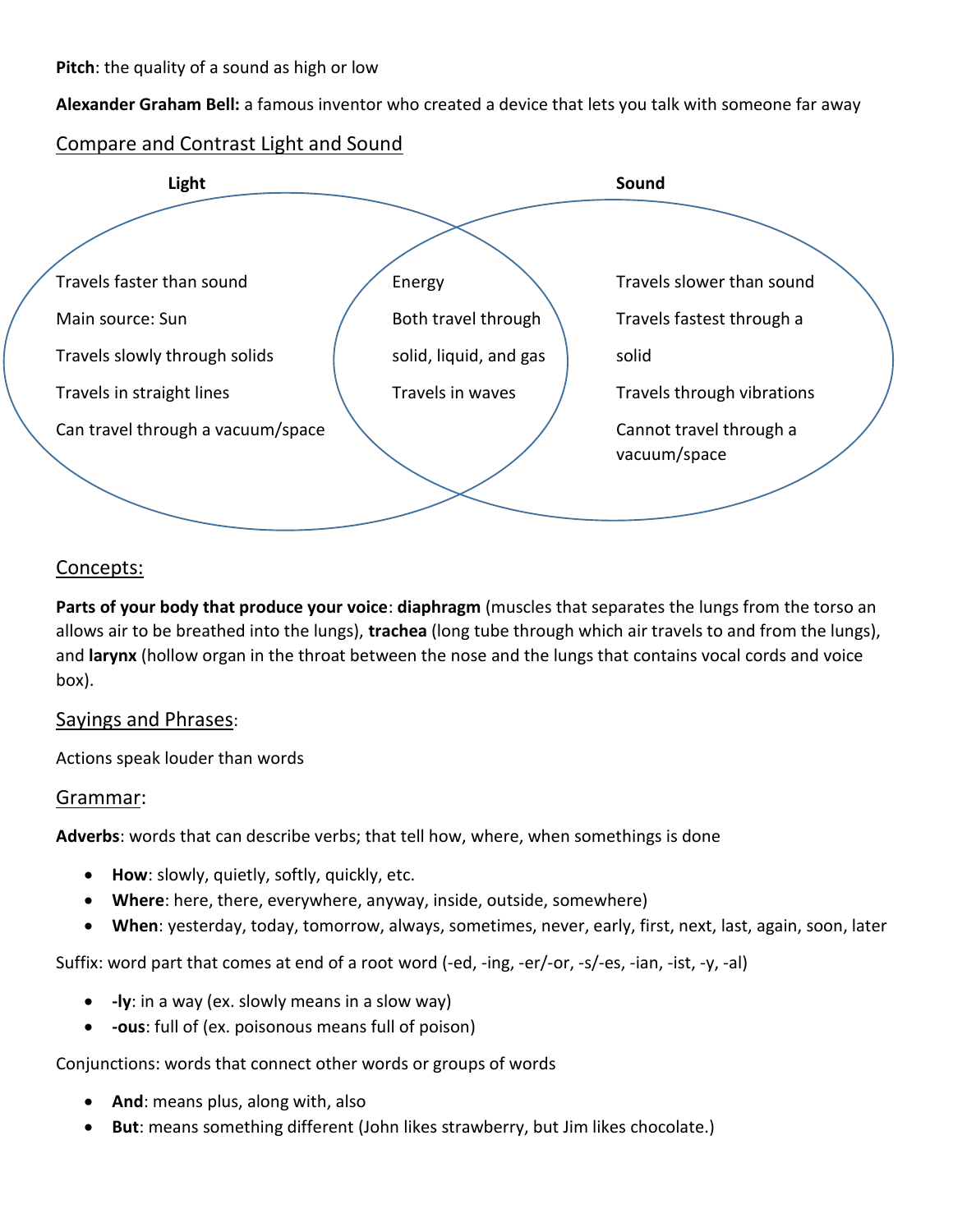**Pitch**: the quality of a sound as high or low

**Alexander Graham Bell:** a famous inventor who created a device that lets you talk with someone far away

## Compare and Contrast Light and Sound

**Light**

Travels faster than sound

Main source: Sun

Travels slowly through solids

Travels in straight lines

Can travel through a vacuum/space

**Both**

Energy

Both travel through solid, liquid, and gas

Travels in waves

**Sound**

Travels slower than sound

Travels fastest through a solid

Travels through vibrations

Cannot travel through a vacuum/space

## Concepts:

**Parts of your body that produce your voice**: **diaphragm** (muscles that separates the lungs from the torso an allows air to be breathed into the lungs), **trachea** (long tube through which air travels to and from the lungs), and **larynx** (hollow organ in the throat between the nose and the lungs that contains vocal cords and voice box).

## Sayings and Phrases:

Actions speak louder than words

## Grammar:

**Adverbs**: words that can describe verbs; that tell how, where, when somethings is done

- **How**: slowly, quietly, softly, quickly, etc.
- **Where**: here, there, everywhere, anyway, inside, outside, somewhere)
- **When**: yesterday, today, tomorrow, always, sometimes, never, early, first, next, last, again, soon, later

Suffix: word part that comes at end of a root word (-ed, -ing, -er/-or, -s/-es, -ian, -ist, -y, -al)

- **-ly**: in a way (ex. slowly means in a slow way)
- **-ous**: full of (ex. poisonous means full of poison)

Conjunctions: words that connect other words or groups of words

- **And**: means plus, along with, also
- **But**: means something different (John likes strawberry, but Jim likes chocolate.)